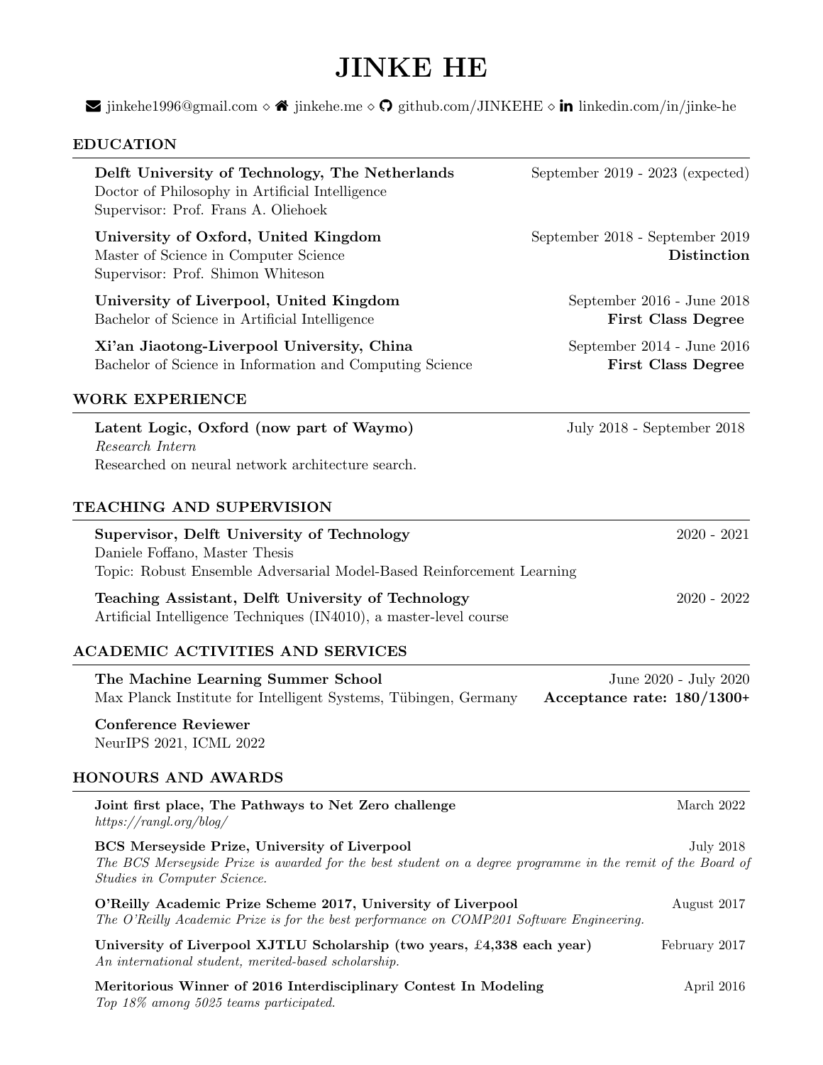# JINKE HE

jinkehe1996@gmail.com ◇ jinkehe.me ◇ github.com/JINKEHE ◇ linkedin.com/in/jinke-he

## EDUCATION

**Delft University of Technology, The Netherlands** — September 2019 - 2023 (expected)
Doctor of Philosophy in Artificial Intelligence
Supervisor: Prof. Frans A. Oliehoek

**University of Oxford, United Kingdom** — September 2018 - September 2019
Master of Science in Computer Science — **Distinction**
Supervisor: Prof. Shimon Whiteson

**University of Liverpool, United Kingdom** — September 2016 - June 2018
Bachelor of Science in Artificial Intelligence — **First Class Degree**

**Xi'an Jiaotong-Liverpool University, China** — September 2014 - June 2016
Bachelor of Science in Information and Computing Science — **First Class Degree**

## WORK EXPERIENCE

**Latent Logic, Oxford (now part of Waymo)** — July 2018 - September 2018
*Research Intern*
Researched on neural network architecture search.

## TEACHING AND SUPERVISION

**Supervisor, Delft University of Technology** — 2020 - 2021
Daniele Foffano, Master Thesis
Topic: Robust Ensemble Adversarial Model-Based Reinforcement Learning

**Teaching Assistant, Delft University of Technology** — 2020 - 2022
Artificial Intelligence Techniques (IN4010), a master-level course

## ACADEMIC ACTIVITIES AND SERVICES

**The Machine Learning Summer School** — June 2020 - July 2020
Max Planck Institute for Intelligent Systems, Tübingen, Germany — **Acceptance rate: 180/1300+**

**Conference Reviewer**
NeurIPS 2021, ICML 2022

## HONOURS AND AWARDS

**Joint first place, The Pathways to Net Zero challenge** — March 2022
*https://rangl.org/blog/*

**BCS Merseyside Prize, University of Liverpool** — July 2018
*The BCS Merseyside Prize is awarded for the best student on a degree programme in the remit of the Board of Studies in Computer Science.*

**O'Reilly Academic Prize Scheme 2017, University of Liverpool** — August 2017
*The O'Reilly Academic Prize is for the best performance on COMP201 Software Engineering.*

**University of Liverpool XJTLU Scholarship (two years, £4,338 each year)** — February 2017
*An international student, merited-based scholarship.*

**Meritorious Winner of 2016 Interdisciplinary Contest In Modeling** — April 2016
*Top 18% among 5025 teams participated.*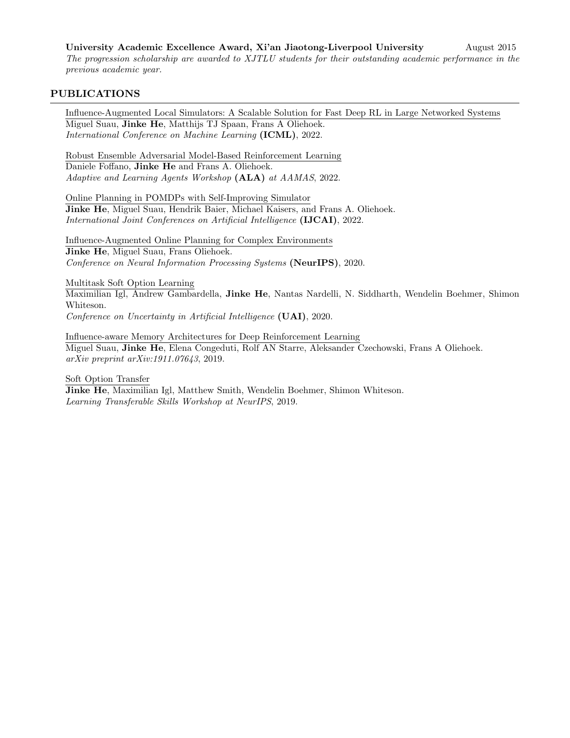**University Academic Excellence Award, Xi'an Jiaotong-Liverpool University** August 2015
*The progression scholarship are awarded to XJTLU students for their outstanding academic performance in the previous academic year.*

## PUBLICATIONS

Influence-Augmented Local Simulators: A Scalable Solution for Fast Deep RL in Large Networked Systems
Miguel Suau, **Jinke He**, Matthijs TJ Spaan, Frans A Oliehoek.
*International Conference on Machine Learning* **(ICML)**, 2022.

Robust Ensemble Adversarial Model-Based Reinforcement Learning
Daniele Foffano, **Jinke He** and Frans A. Oliehoek.
*Adaptive and Learning Agents Workshop* **(ALA)** *at AAMAS*, 2022.

Online Planning in POMDPs with Self-Improving Simulator
**Jinke He**, Miguel Suau, Hendrik Baier, Michael Kaisers, and Frans A. Oliehoek.
*International Joint Conferences on Artificial Intelligence* **(IJCAI)**, 2022.

Influence-Augmented Online Planning for Complex Environments
**Jinke He**, Miguel Suau, Frans Oliehoek.
*Conference on Neural Information Processing Systems* **(NeurIPS)**, 2020.

Multitask Soft Option Learning
Maximilian Igl, Andrew Gambardella, **Jinke He**, Nantas Nardelli, N. Siddharth, Wendelin Boehmer, Shimon Whiteson.
*Conference on Uncertainty in Artificial Intelligence* **(UAI)**, 2020.

Influence-aware Memory Architectures for Deep Reinforcement Learning
Miguel Suau, **Jinke He**, Elena Congeduti, Rolf AN Starre, Aleksander Czechowski, Frans A Oliehoek.
*arXiv preprint arXiv:1911.07643*, 2019.

Soft Option Transfer
**Jinke He**, Maximilian Igl, Matthew Smith, Wendelin Boehmer, Shimon Whiteson.
*Learning Transferable Skills Workshop at NeurIPS*, 2019.